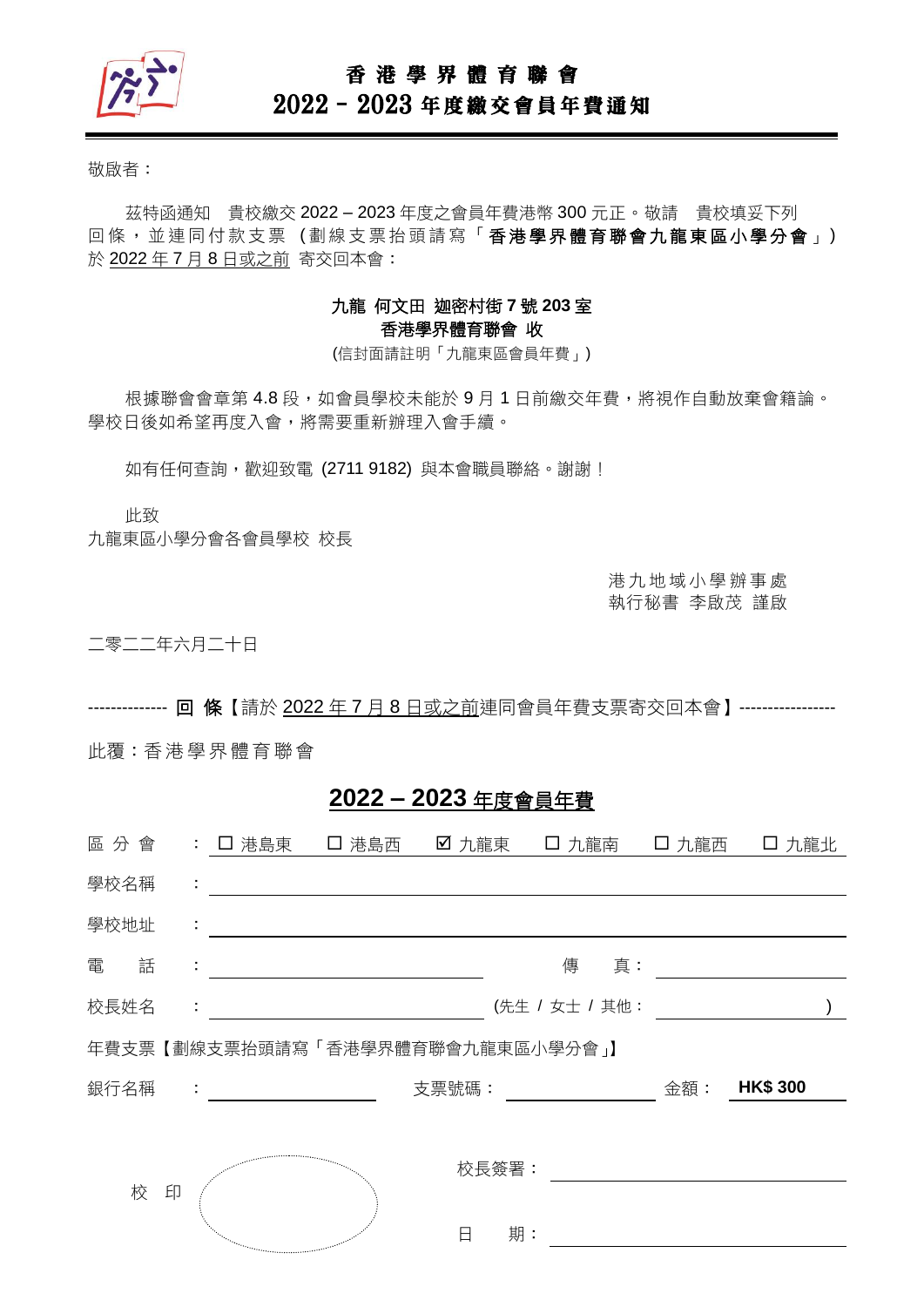# 香 港 學 界 體 育 聯 會
## 2022 – 2023 年度繳交會員年費通知

敬啟者：

茲特函通知　貴校繳交 2022 – 2023 年度之會員年費港幣 300 元正。敬請　貴校填妥下列回條，並連同付款支票（劃線支票抬頭請寫「**香港學界體育聯會九龍東區小學分會**」）於 2022 年 7 月 8 日或之前 寄交回本會：

**九龍 何文田 迦密村街 7 號 203 室**
**香港學界體育聯會 收**
(信封面請註明「九龍東區會員年費」)

根據聯會會章第 4.8 段，如會員學校未能於 9 月 1 日前繳交年費，將視作自動放棄會籍論。學校日後如希望再度入會，將需要重新辦理入會手續。

如有任何查詢，歡迎致電 (2711 9182) 與本會職員聯絡。謝謝！

此致
九龍東區小學分會各會員學校 校長

港九地域小學辦事處
執行秘書 李啟茂 謹啟

二零二二年六月二十日

-------------- **回 條**【請於 2022 年 7 月 8 日或之前連同會員年費支票寄交回本會】-----------------

此覆：香港學界體育聯會

## 2022 – 2023 年度會員年費

區分會　：☐ 港島東　☐ 港島西　☑ 九龍東　☐ 九龍南　☐ 九龍西　☐ 九龍北

學校名稱　：______________________________

學校地址　：______________________________

電　　話　：______________　傳　　真：______________

校長姓名　：______________　(先生 / 女士 / 其他：______________)

年費支票【劃線支票抬頭請寫「香港學界體育聯會九龍東區小學分會」】

銀行名稱　：______________　支票號碼：______________　金額：**HK$ 300**

校　印　　　　　　　　　校長簽署：______________

　　　　　　　　　　　　日　　期：______________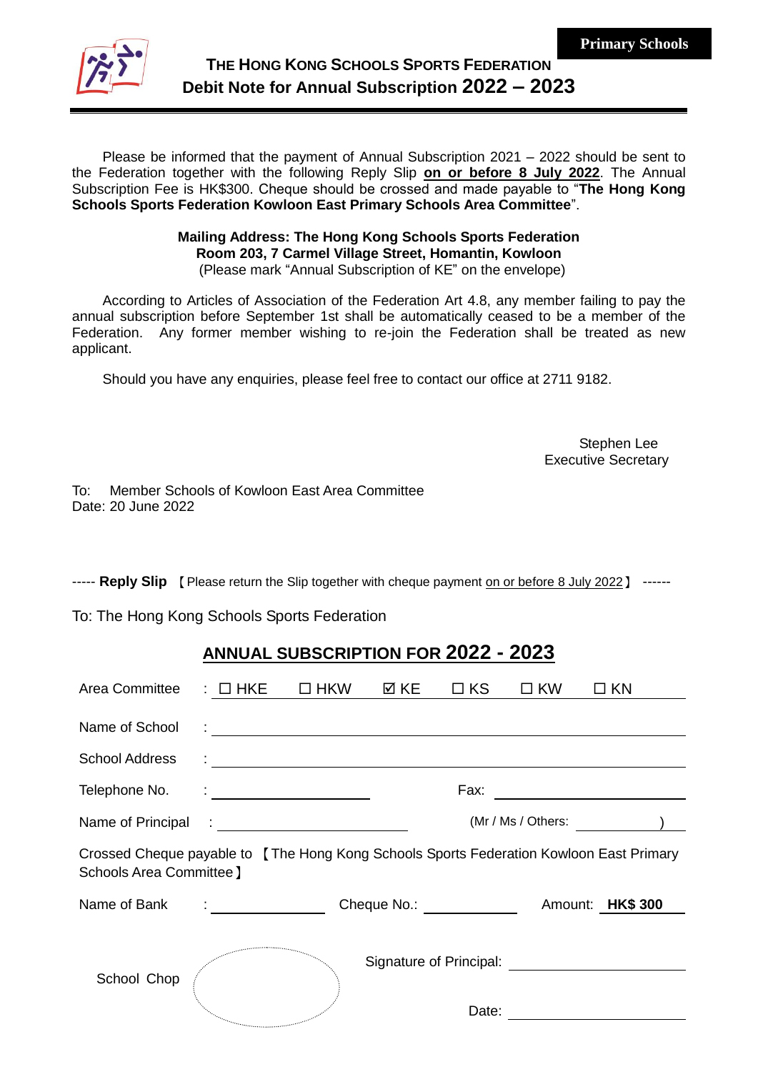Primary Schools

**THE HONG KONG SCHOOLS SPORTS FEDERATION**
**Debit Note for Annual Subscription 2022 – 2023**

Please be informed that the payment of Annual Subscription 2021 – 2022 should be sent to the Federation together with the following Reply Slip **on or before 8 July 2022**. The Annual Subscription Fee is HK$300. Cheque should be crossed and made payable to "**The Hong Kong Schools Sports Federation Kowloon East Primary Schools Area Committee**".

**Mailing Address: The Hong Kong Schools Sports Federation**
**Room 203, 7 Carmel Village Street, Homantin, Kowloon**
(Please mark "Annual Subscription of KE" on the envelope)

According to Articles of Association of the Federation Art 4.8, any member failing to pay the annual subscription before September 1st shall be automatically ceased to be a member of the Federation. Any former member wishing to re-join the Federation shall be treated as new applicant.

Should you have any enquiries, please feel free to contact our office at 2711 9182.

Stephen Lee
Executive Secretary

To: Member Schools of Kowloon East Area Committee
Date: 20 June 2022

----- **Reply Slip** 【Please return the Slip together with cheque payment on or before 8 July 2022】 ------

To: The Hong Kong Schools Sports Federation

## ANNUAL SUBSCRIPTION FOR 2022 - 2023

Area Committee : ☐ HKE ☐ HKW ☑ KE ☐ KS ☐ KW ☐ KN

Name of School : ____________________

School Address : ____________________

Telephone No. : ____________ Fax: ____________

Name of Principal : ____________ (Mr / Ms / Others: ________ )

Crossed Cheque payable to 【The Hong Kong Schools Sports Federation Kowloon East Primary Schools Area Committee】

Name of Bank : ____________ Cheque No.: ____________ Amount: **HK$ 300**

School Chop

Signature of Principal: ____________

Date: ____________